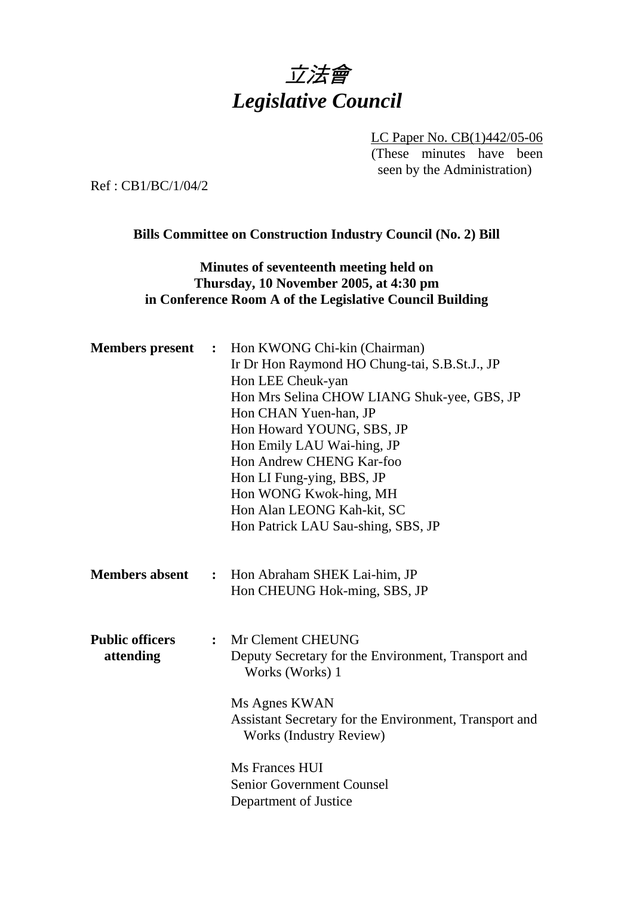# 立法會
# *Legislative Council*

LC Paper No. CB(1)442/05-06
(These minutes have been seen by the Administration)

Ref : CB1/BC/1/04/2

**Bills Committee on Construction Industry Council (No. 2) Bill**

**Minutes of seventeenth meeting held on Thursday, 10 November 2005, at 4:30 pm in Conference Room A of the Legislative Council Building**

**Members present :**
Hon KWONG Chi-kin (Chairman)
Ir Dr Hon Raymond HO Chung-tai, S.B.St.J., JP
Hon LEE Cheuk-yan
Hon Mrs Selina CHOW LIANG Shuk-yee, GBS, JP
Hon CHAN Yuen-han, JP
Hon Howard YOUNG, SBS, JP
Hon Emily LAU Wai-hing, JP
Hon Andrew CHENG Kar-foo
Hon LI Fung-ying, BBS, JP
Hon WONG Kwok-hing, MH
Hon Alan LEONG Kah-kit, SC
Hon Patrick LAU Sau-shing, SBS, JP

**Members absent :**
Hon Abraham SHEK Lai-him, JP
Hon CHEUNG Hok-ming, SBS, JP

**Public officers attending :**
Mr Clement CHEUNG
Deputy Secretary for the Environment, Transport and Works (Works) 1

Ms Agnes KWAN
Assistant Secretary for the Environment, Transport and Works (Industry Review)

Ms Frances HUI
Senior Government Counsel
Department of Justice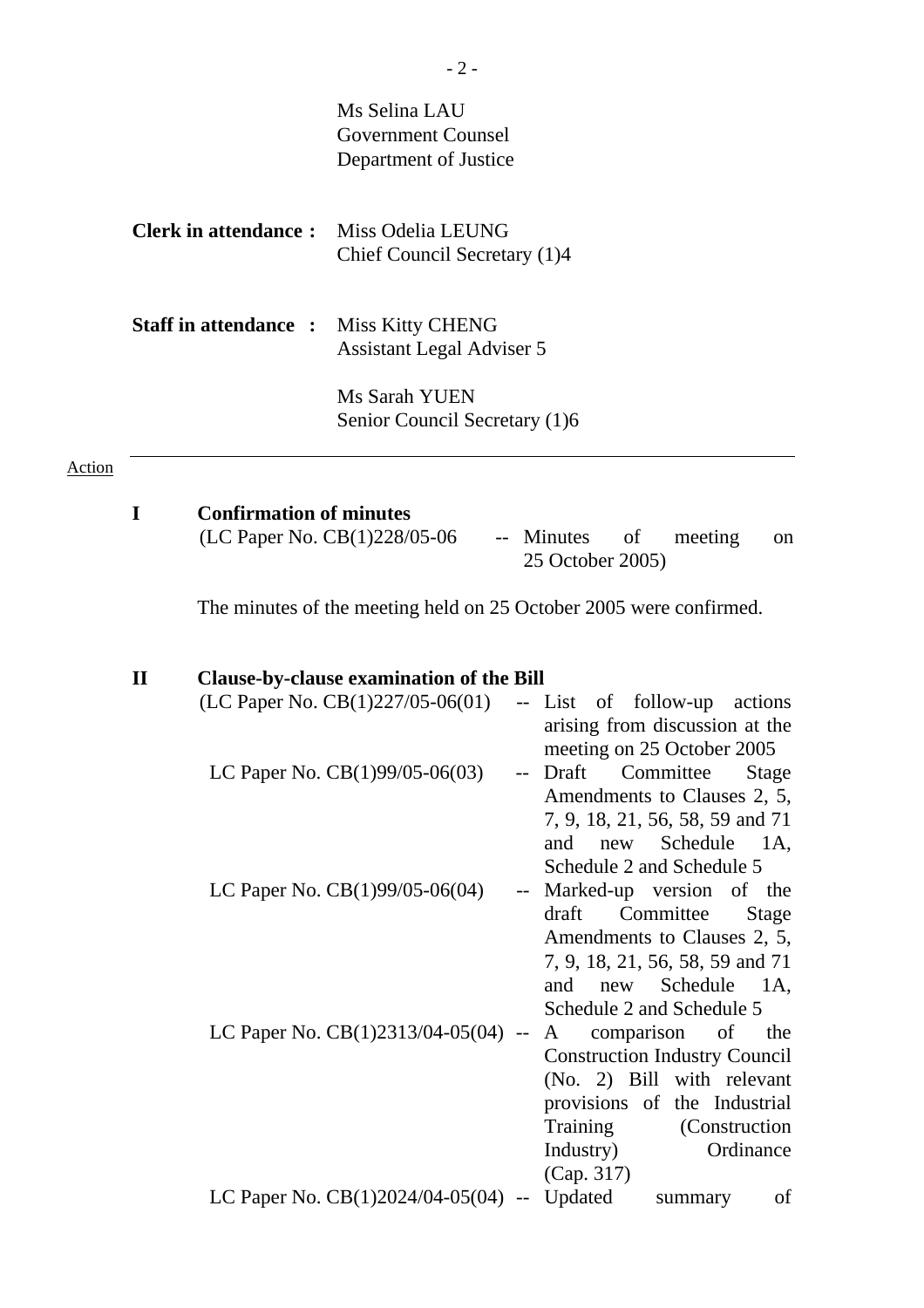Ms Selina LAU
Government Counsel
Department of Justice

**Clerk in attendance :** Miss Odelia LEUNG
Chief Council Secretary (1)4

**Staff in attendance :** Miss Kitty CHENG
Assistant Legal Adviser 5

Ms Sarah YUEN
Senior Council Secretary (1)6

Action

---

## I Confirmation of minutes

(LC Paper No. CB(1)228/05-06 -- Minutes of meeting on 25 October 2005)

The minutes of the meeting held on 25 October 2005 were confirmed.

## II Clause-by-clause examination of the Bill

(LC Paper No. CB(1)227/05-06(01) -- List of follow-up actions arising from discussion at the meeting on 25 October 2005

LC Paper No. CB(1)99/05-06(03) -- Draft Committee Stage Amendments to Clauses 2, 5, 7, 9, 18, 21, 56, 58, 59 and 71 and new Schedule 1A, Schedule 2 and Schedule 5

LC Paper No. CB(1)99/05-06(04) -- Marked-up version of the draft Committee Stage Amendments to Clauses 2, 5, 7, 9, 18, 21, 56, 58, 59 and 71 and new Schedule 1A, Schedule 2 and Schedule 5

LC Paper No. CB(1)2313/04-05(04) -- A comparison of the Construction Industry Council (No. 2) Bill with relevant provisions of the Industrial Training (Construction Industry) Ordinance (Cap. 317)

LC Paper No. CB(1)2024/04-05(04) -- Updated summary of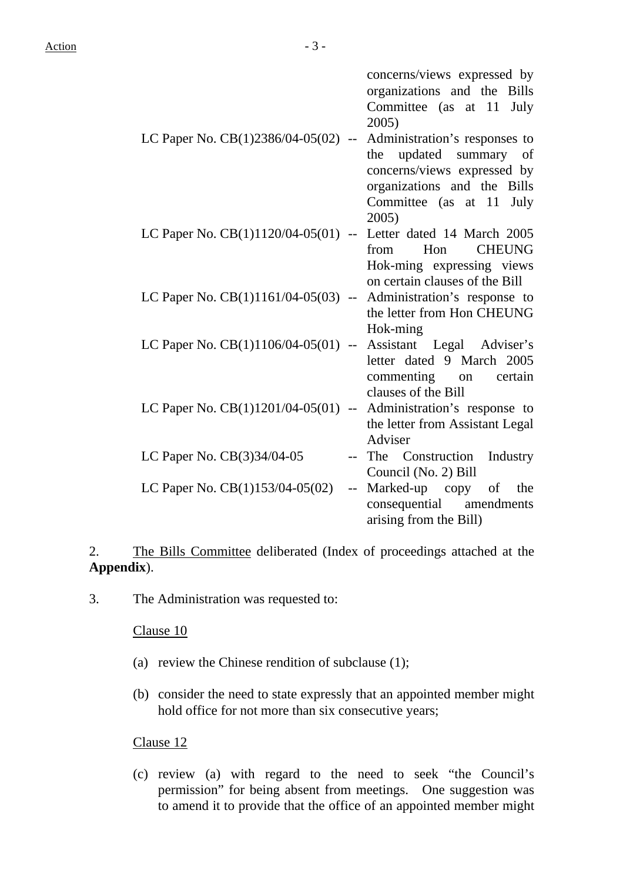| | | |
|---|---|---|
| | | concerns/views expressed by organizations and the Bills Committee (as at 11 July 2005) |
| LC Paper No. CB(1)2386/04-05(02) | -- | Administration's responses to the updated summary of concerns/views expressed by organizations and the Bills Committee (as at 11 July 2005) |
| LC Paper No. CB(1)1120/04-05(01) | -- | Letter dated 14 March 2005 from Hon CHEUNG Hok-ming expressing views on certain clauses of the Bill |
| LC Paper No. CB(1)1161/04-05(03) | -- | Administration's response to the letter from Hon CHEUNG Hok-ming |
| LC Paper No. CB(1)1106/04-05(01) | -- | Assistant Legal Adviser's letter dated 9 March 2005 commenting on certain clauses of the Bill |
| LC Paper No. CB(1)1201/04-05(01) | -- | Administration's response to the letter from Assistant Legal Adviser |
| LC Paper No. CB(3)34/04-05 | -- | The Construction Industry Council (No. 2) Bill |
| LC Paper No. CB(1)153/04-05(02) | -- | Marked-up copy of the consequential amendments arising from the Bill) |

2. The Bills Committee deliberated (Index of proceedings attached at the **Appendix**).

3. The Administration was requested to:

Clause 10

(a) review the Chinese rendition of subclause (1);

(b) consider the need to state expressly that an appointed member might hold office for not more than six consecutive years;

Clause 12

(c) review (a) with regard to the need to seek "the Council's permission" for being absent from meetings. One suggestion was to amend it to provide that the office of an appointed member might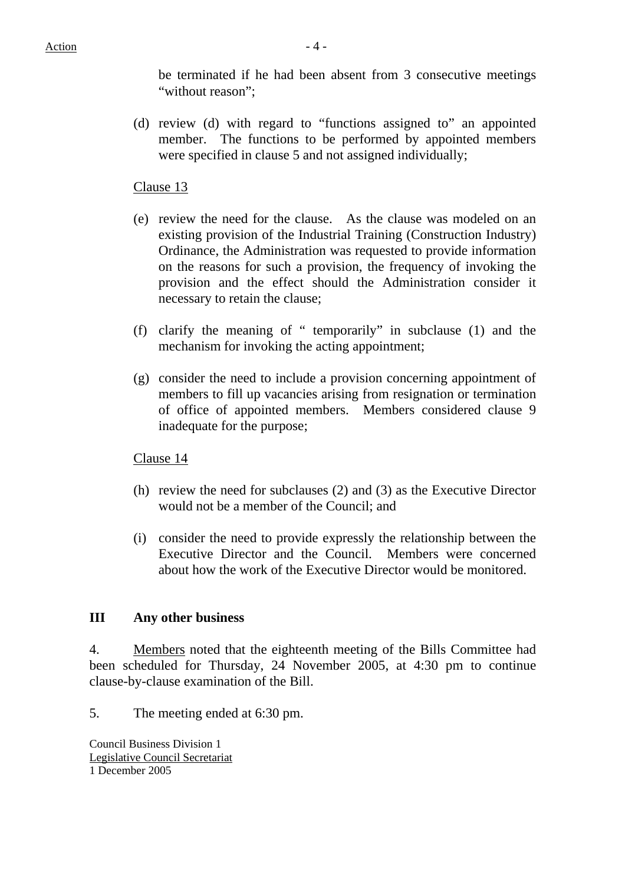be terminated if he had been absent from 3 consecutive meetings "without reason";

(d) review (d) with regard to "functions assigned to" an appointed member. The functions to be performed by appointed members were specified in clause 5 and not assigned individually;

Clause 13

(e) review the need for the clause. As the clause was modeled on an existing provision of the Industrial Training (Construction Industry) Ordinance, the Administration was requested to provide information on the reasons for such a provision, the frequency of invoking the provision and the effect should the Administration consider it necessary to retain the clause;

(f) clarify the meaning of " temporarily" in subclause (1) and the mechanism for invoking the acting appointment;

(g) consider the need to include a provision concerning appointment of members to fill up vacancies arising from resignation or termination of office of appointed members. Members considered clause 9 inadequate for the purpose;

Clause 14

(h) review the need for subclauses (2) and (3) as the Executive Director would not be a member of the Council; and

(i) consider the need to provide expressly the relationship between the Executive Director and the Council. Members were concerned about how the work of the Executive Director would be monitored.

## III Any other business

4. Members noted that the eighteenth meeting of the Bills Committee had been scheduled for Thursday, 24 November 2005, at 4:30 pm to continue clause-by-clause examination of the Bill.

5. The meeting ended at 6:30 pm.

Council Business Division 1
Legislative Council Secretariat
1 December 2005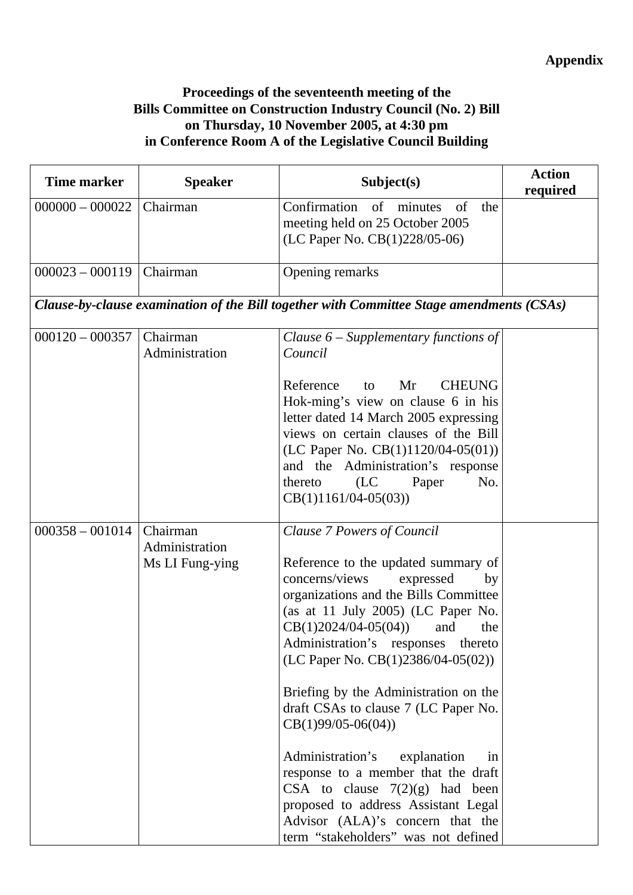**Appendix**

**Proceedings of the seventeenth meeting of the Bills Committee on Construction Industry Council (No. 2) Bill on Thursday, 10 November 2005, at 4:30 pm in Conference Room A of the Legislative Council Building**

| Time marker | Speaker | Subject(s) | Action required |
|---|---|---|---|
| 000000 – 000022 | Chairman | Confirmation of minutes of the meeting held on 25 October 2005 (LC Paper No. CB(1)228/05-06) | |
| 000023 – 000119 | Chairman | Opening remarks | |
| ***Clause-by-clause examination of the Bill together with Committee Stage amendments (CSAs)*** | | | |
| 000120 – 000357 | Chairman<br>Administration | *Clause 6 – Supplementary functions of Council*<br><br>Reference to Mr CHEUNG Hok-ming's view on clause 6 in his letter dated 14 March 2005 expressing views on certain clauses of the Bill (LC Paper No. CB(1)1120/04-05(01)) and the Administration's response thereto (LC Paper No. CB(1)1161/04-05(03)) | |
| 000358 – 001014 | Chairman<br>Administration<br>Ms LI Fung-ying | *Clause 7 Powers of Council*<br><br>Reference to the updated summary of concerns/views expressed by organizations and the Bills Committee (as at 11 July 2005) (LC Paper No. CB(1)2024/04-05(04)) and the Administration's responses thereto (LC Paper No. CB(1)2386/04-05(02))<br><br>Briefing by the Administration on the draft CSAs to clause 7 (LC Paper No. CB(1)99/05-06(04))<br><br>Administration's explanation in response to a member that the draft CSA to clause 7(2)(g) had been proposed to address Assistant Legal Advisor (ALA)'s concern that the term "stakeholders" was not defined | |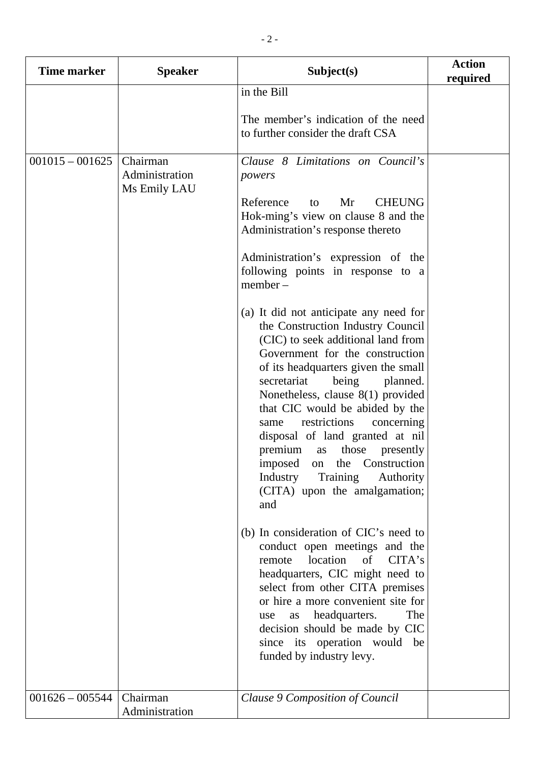| Time marker | Speaker | Subject(s) | Action required |
|---|---|---|---|
| | | in the Bill<br><br>The member's indication of the need to further consider the draft CSA | |
| 001015 – 001625 | Chairman<br>Administration<br>Ms Emily LAU | *Clause 8 Limitations on Council's powers*<br><br>Reference to Mr CHEUNG Hok-ming's view on clause 8 and the Administration's response thereto<br><br>Administration's expression of the following points in response to a member –<br><br>(a) It did not anticipate any need for the Construction Industry Council (CIC) to seek additional land from Government for the construction of its headquarters given the small secretariat being planned. Nonetheless, clause 8(1) provided that CIC would be abided by the same restrictions concerning disposal of land granted at nil premium as those presently imposed on the Construction Industry Training Authority (CITA) upon the amalgamation; and<br><br>(b) In consideration of CIC's need to conduct open meetings and the remote location of CITA's headquarters, CIC might need to select from other CITA premises or hire a more convenient site for use as headquarters. The decision should be made by CIC since its operation would be funded by industry levy. | |
| 001626 – 005544 | Chairman<br>Administration | *Clause 9 Composition of Council* | |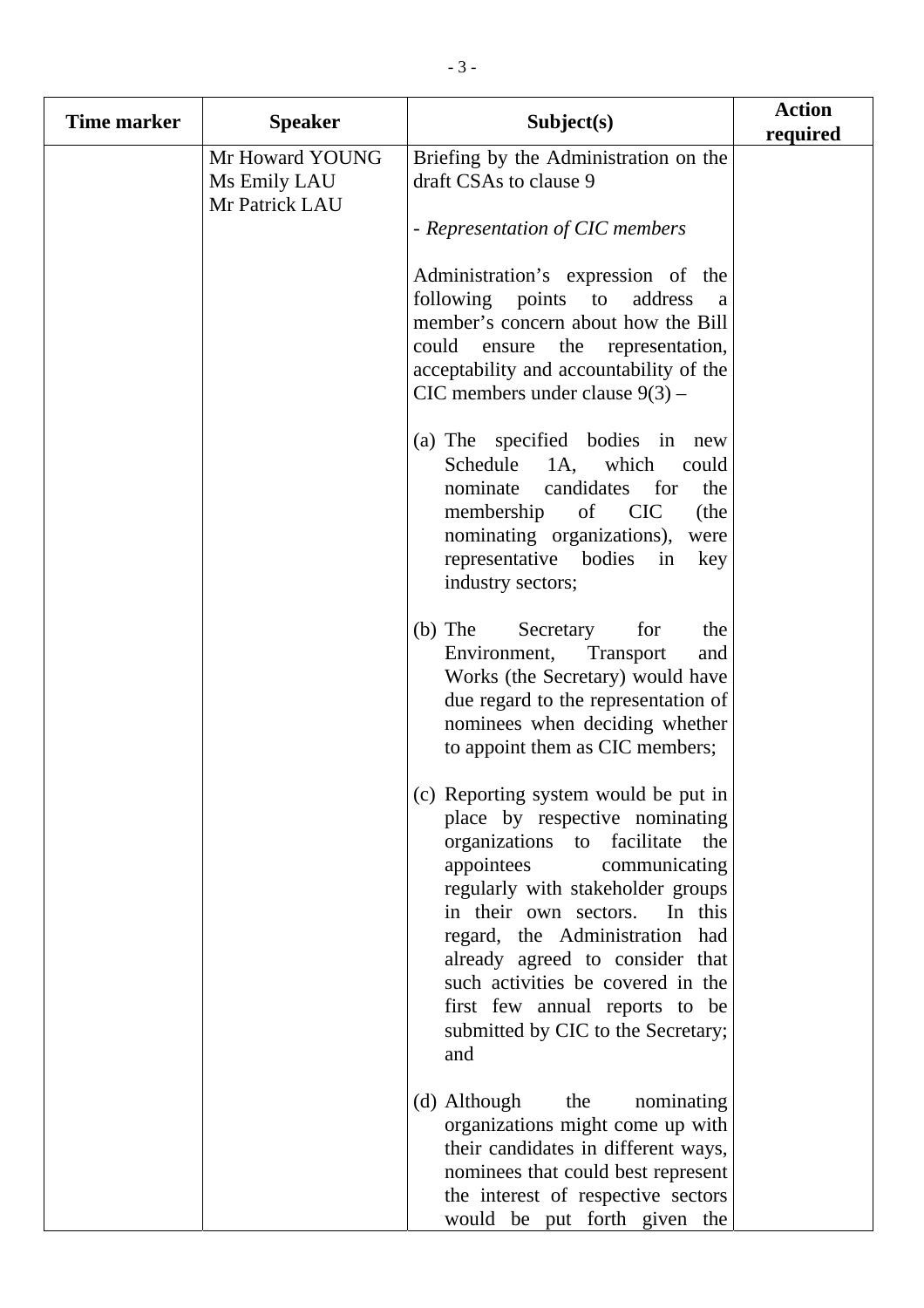| Time marker | Speaker | Subject(s) | Action required |
|---|---|---|---|
| | Mr Howard YOUNG<br>Ms Emily LAU<br>Mr Patrick LAU | Briefing by the Administration on the draft CSAs to clause 9<br><br>- *Representation of CIC members*<br><br>Administration's expression of the following points to address a member's concern about how the Bill could ensure the representation, acceptability and accountability of the CIC members under clause 9(3) –<br><br>(a) The specified bodies in new Schedule 1A, which could nominate candidates for the membership of CIC (the nominating organizations), were representative bodies in key industry sectors;<br><br>(b) The Secretary for the Environment, Transport and Works (the Secretary) would have due regard to the representation of nominees when deciding whether to appoint them as CIC members;<br><br>(c) Reporting system would be put in place by respective nominating organizations to facilitate the appointees communicating regularly with stakeholder groups in their own sectors. In this regard, the Administration had already agreed to consider that such activities be covered in the first few annual reports to be submitted by CIC to the Secretary; and<br><br>(d) Although the nominating organizations might come up with their candidates in different ways, nominees that could best represent the interest of respective sectors would be put forth given the | |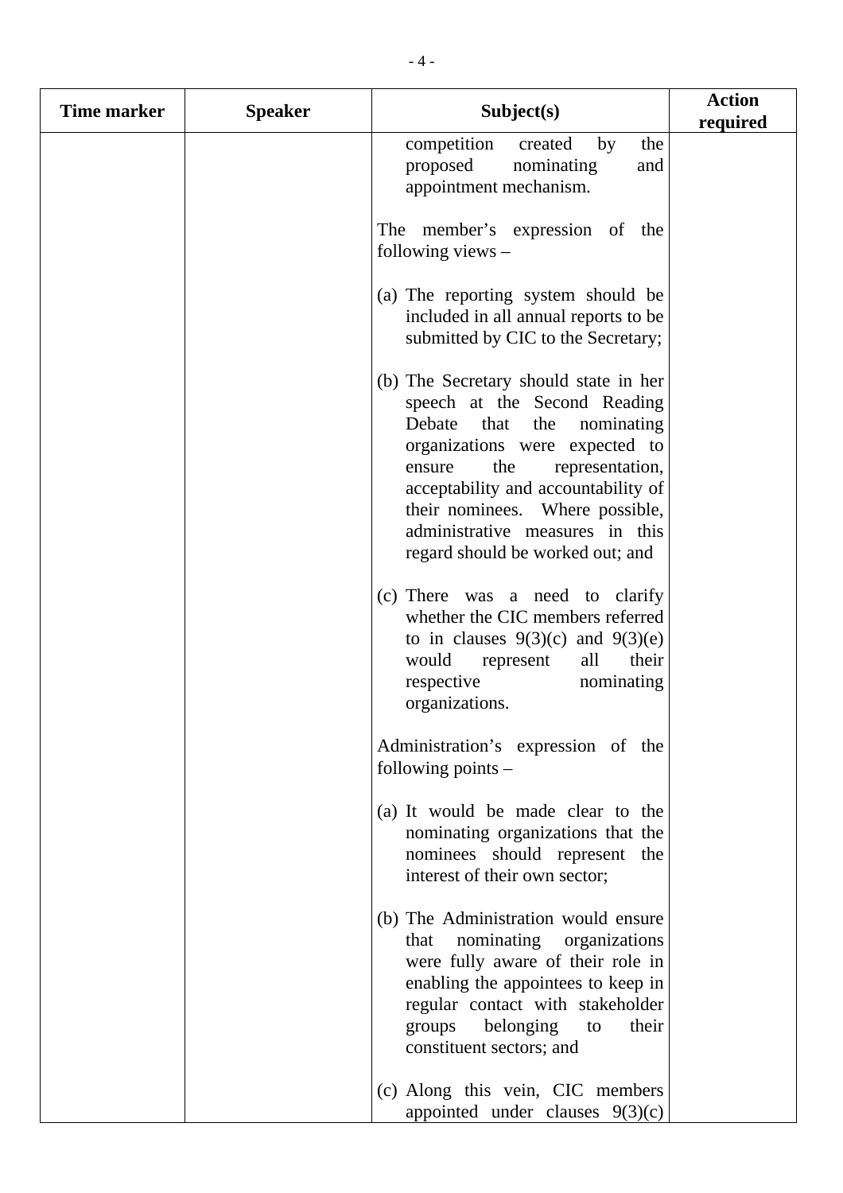| Time marker | Speaker | Subject(s) | Action required |
|---|---|---|---|
| | | competition created by the proposed nominating and appointment mechanism.<br><br>The member's expression of the following views –<br><br>(a) The reporting system should be included in all annual reports to be submitted by CIC to the Secretary;<br><br>(b) The Secretary should state in her speech at the Second Reading Debate that the nominating organizations were expected to ensure the representation, acceptability and accountability of their nominees. Where possible, administrative measures in this regard should be worked out; and<br><br>(c) There was a need to clarify whether the CIC members referred to in clauses 9(3)(c) and 9(3)(e) would represent all their respective nominating organizations.<br><br>Administration's expression of the following points –<br><br>(a) It would be made clear to the nominating organizations that the nominees should represent the interest of their own sector;<br><br>(b) The Administration would ensure that nominating organizations were fully aware of their role in enabling the appointees to keep in regular contact with stakeholder groups belonging to their constituent sectors; and<br><br>(c) Along this vein, CIC members appointed under clauses 9(3)(c) | |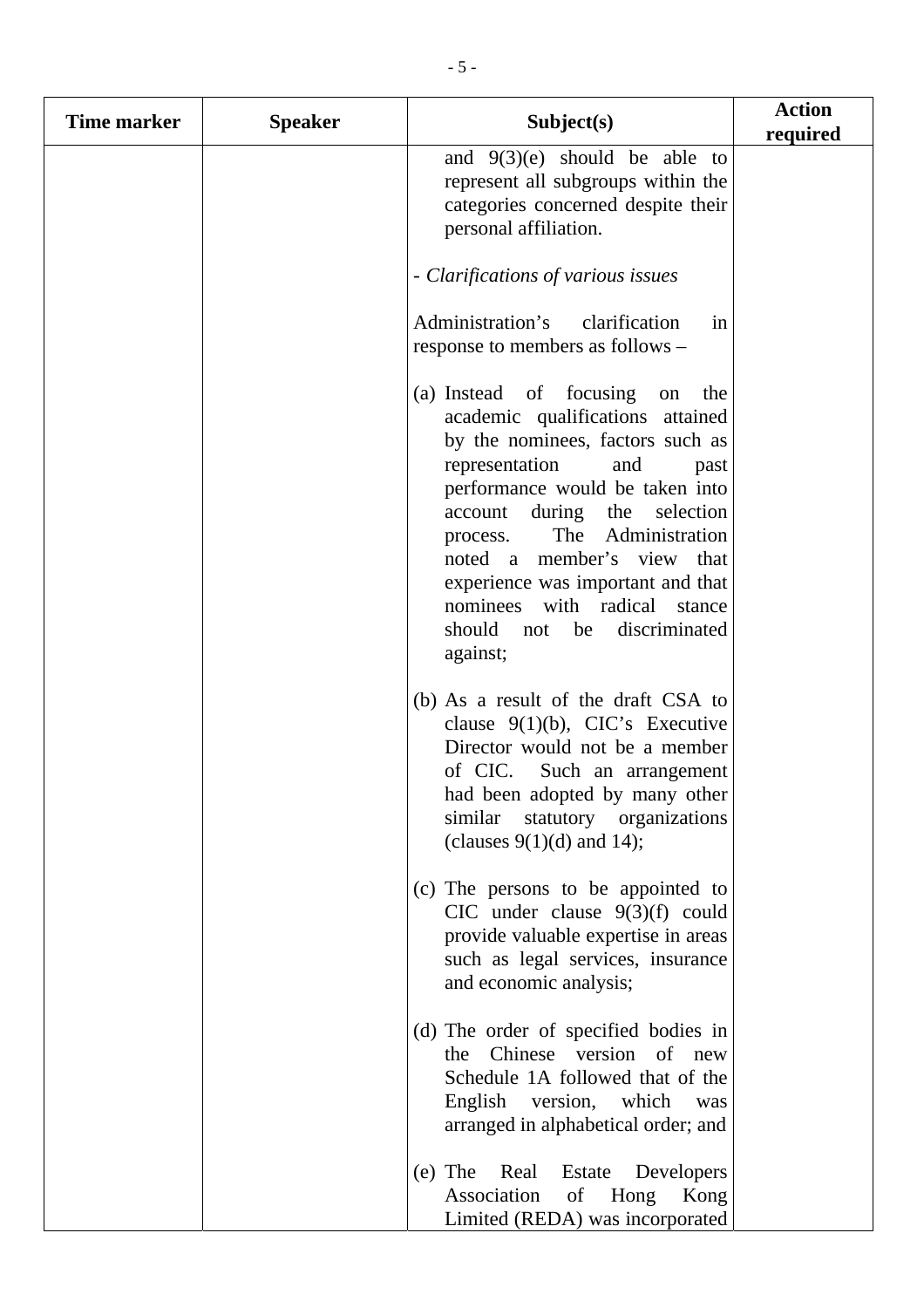| Time marker | Speaker | Subject(s) | Action required |
|---|---|---|---|
| | | and 9(3)(e) should be able to represent all subgroups within the categories concerned despite their personal affiliation.<br><br>- *Clarifications of various issues*<br><br>Administration's clarification in response to members as follows –<br><br>(a) Instead of focusing on the academic qualifications attained by the nominees, factors such as representation and past performance would be taken into account during the selection process. The Administration noted a member's view that experience was important and that nominees with radical stance should not be discriminated against;<br><br>(b) As a result of the draft CSA to clause 9(1)(b), CIC's Executive Director would not be a member of CIC. Such an arrangement had been adopted by many other similar statutory organizations (clauses 9(1)(d) and 14);<br><br>(c) The persons to be appointed to CIC under clause 9(3)(f) could provide valuable expertise in areas such as legal services, insurance and economic analysis;<br><br>(d) The order of specified bodies in the Chinese version of new Schedule 1A followed that of the English version, which was arranged in alphabetical order; and<br><br>(e) The Real Estate Developers Association of Hong Kong Limited (REDA) was incorporated | |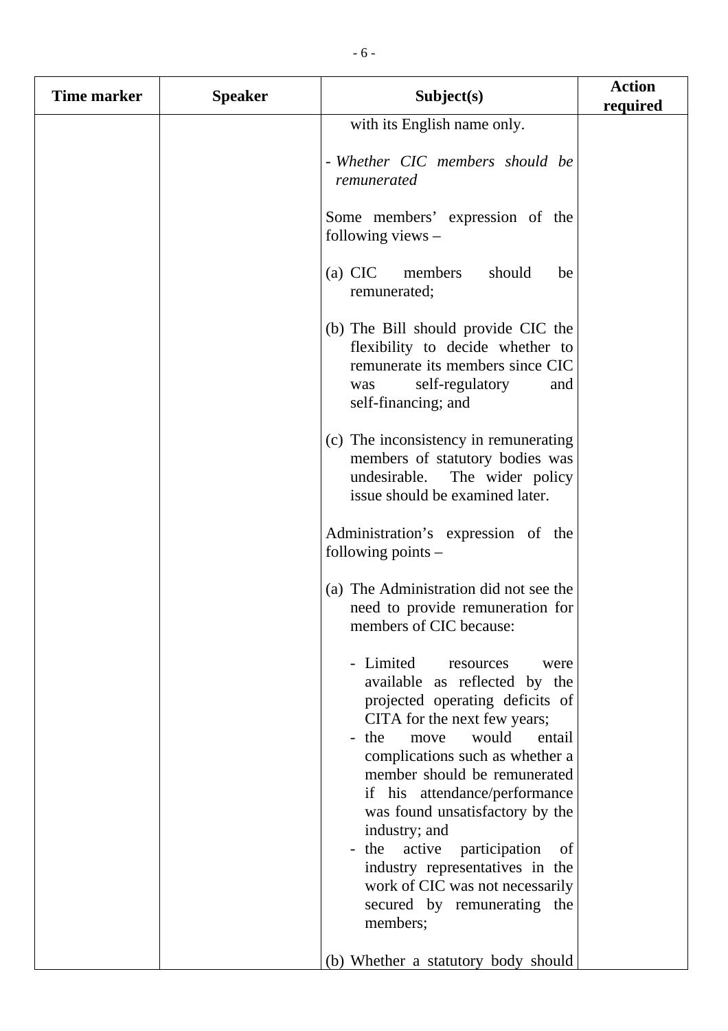| Time marker | Speaker | Subject(s) | Action required |
|---|---|---|---|
| | | with its English name only.<br><br>- *Whether CIC members should be remunerated*<br><br>Some members' expression of the following views –<br><br>(a) CIC members should be remunerated;<br><br>(b) The Bill should provide CIC the flexibility to decide whether to remunerate its members since CIC was self-regulatory and self-financing; and<br><br>(c) The inconsistency in remunerating members of statutory bodies was undesirable. The wider policy issue should be examined later.<br><br>Administration's expression of the following points –<br><br>(a) The Administration did not see the need to provide remuneration for members of CIC because:<br><br>- Limited resources were available as reflected by the projected operating deficits of CITA for the next few years;<br>- the move would entail complications such as whether a member should be remunerated if his attendance/performance was found unsatisfactory by the industry; and<br>- the active participation of industry representatives in the work of CIC was not necessarily secured by remunerating the members;<br><br>(b) Whether a statutory body should | |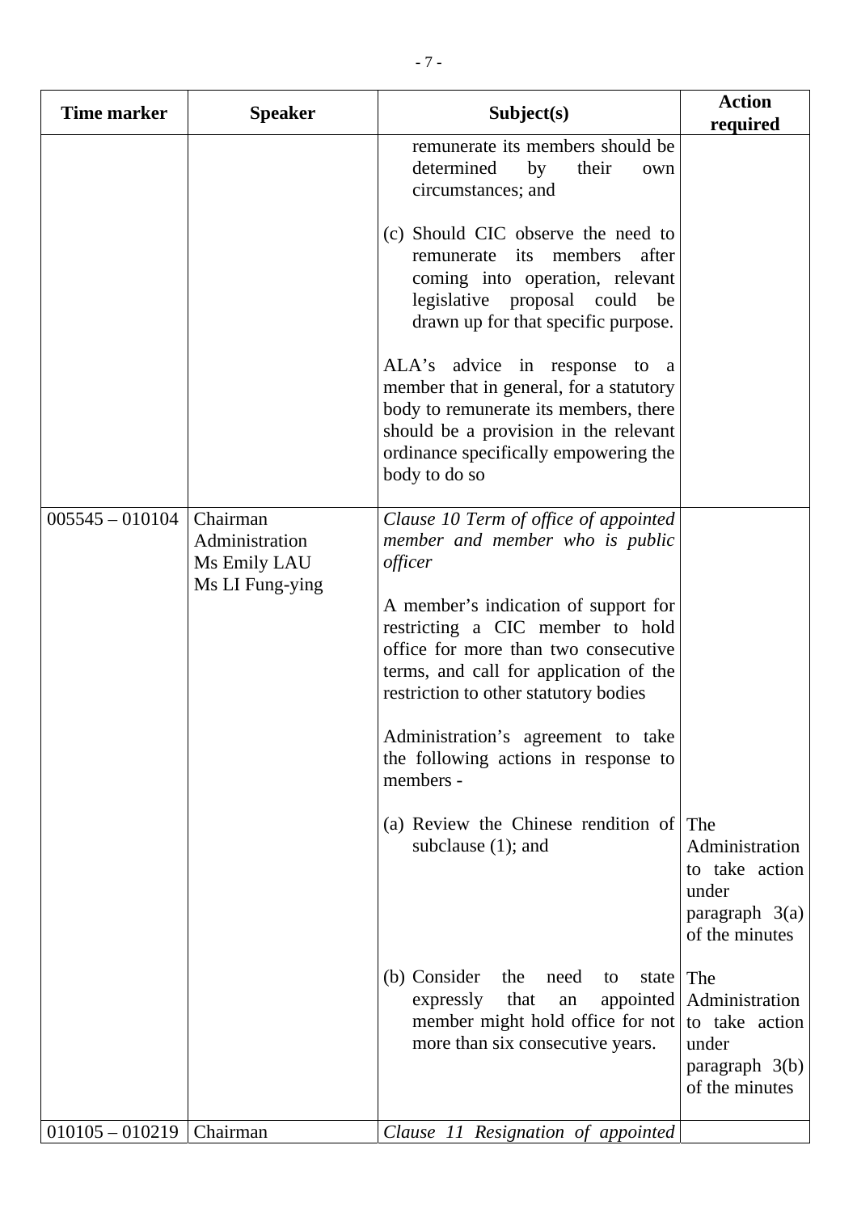| Time marker | Speaker | Subject(s) | Action required |
|---|---|---|---|
| | | remunerate its members should be determined by their own circumstances; and<br><br>(c) Should CIC observe the need to remunerate its members after coming into operation, relevant legislative proposal could be drawn up for that specific purpose.<br><br>ALA's advice in response to a member that in general, for a statutory body to remunerate its members, there should be a provision in the relevant ordinance specifically empowering the body to do so | |
| 005545 – 010104 | Chairman<br>Administration<br>Ms Emily LAU<br>Ms LI Fung-ying | *Clause 10 Term of office of appointed member and member who is public officer*<br><br>A member's indication of support for restricting a CIC member to hold office for more than two consecutive terms, and call for application of the restriction to other statutory bodies<br><br>Administration's agreement to take the following actions in response to members -<br><br>(a) Review the Chinese rendition of subclause (1); and<br><br>(b) Consider the need to state expressly that an appointed member might hold office for not more than six consecutive years. | The Administration to take action under paragraph 3(a) of the minutes<br><br>The Administration to take action under paragraph 3(b) of the minutes |
| 010105 – 010219 | Chairman | *Clause 11 Resignation of appointed* | |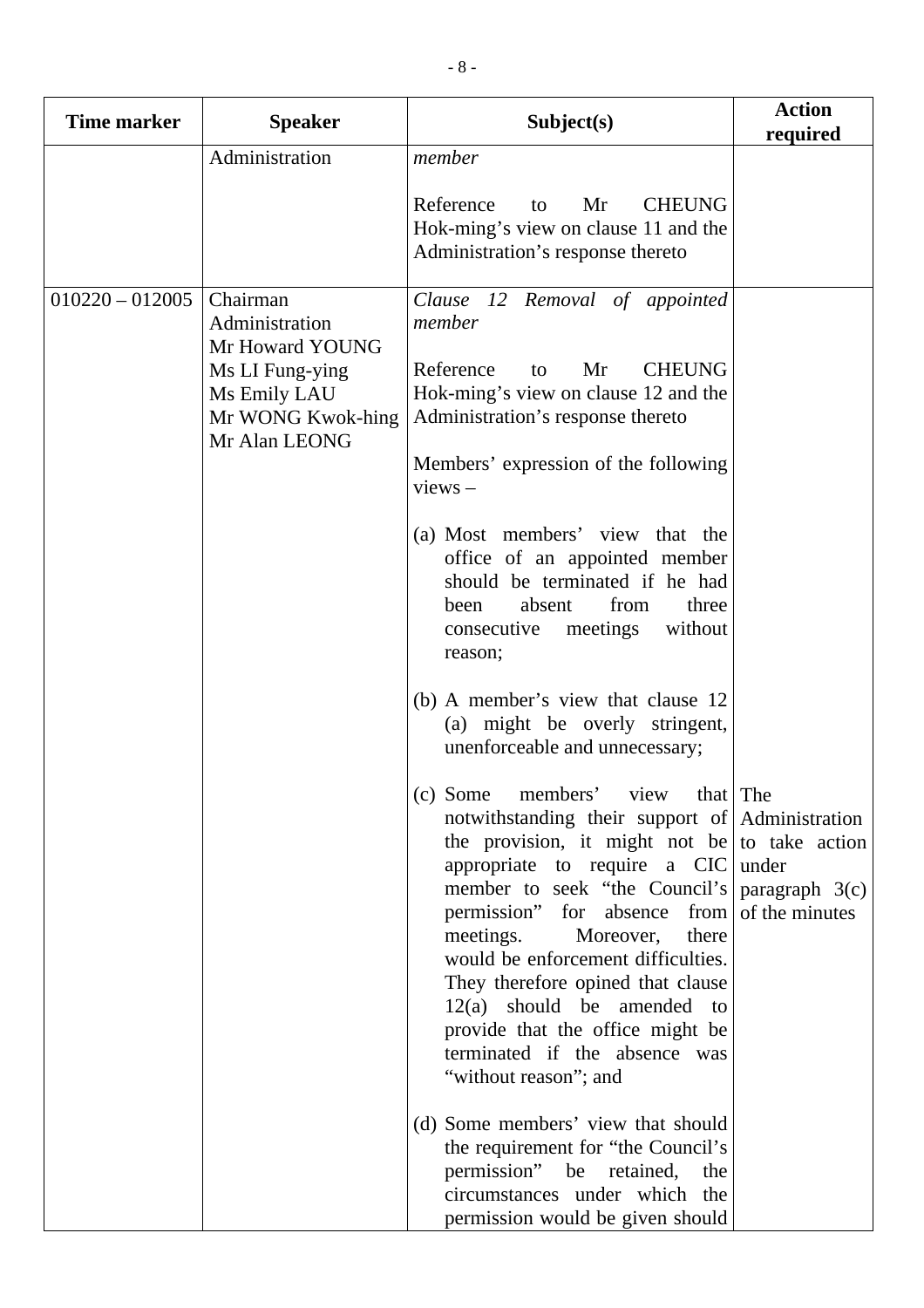| Time marker | Speaker | Subject(s) | Action required |
|---|---|---|---|
| | Administration | *member*<br><br>Reference to Mr CHEUNG Hok-ming's view on clause 11 and the Administration's response thereto | |
| 010220 – 012005 | Chairman<br>Administration<br>Mr Howard YOUNG<br>Ms LI Fung-ying<br>Ms Emily LAU<br>Mr WONG Kwok-hing<br>Mr Alan LEONG | *Clause 12 Removal of appointed member*<br><br>Reference to Mr CHEUNG Hok-ming's view on clause 12 and the Administration's response thereto<br><br>Members' expression of the following views –<br><br>(a) Most members' view that the office of an appointed member should be terminated if he had been absent from three consecutive meetings without reason;<br><br>(b) A member's view that clause 12 (a) might be overly stringent, unenforceable and unnecessary;<br><br>(c) Some members' view that notwithstanding their support of the provision, it might not be appropriate to require a CIC member to seek "the Council's permission" for absence from meetings. Moreover, there would be enforcement difficulties. They therefore opined that clause 12(a) should be amended to provide that the office might be terminated if the absence was "without reason"; and<br><br>(d) Some members' view that should the requirement for "the Council's permission" be retained, the circumstances under which the permission would be given should | The Administration to take action under paragraph 3(c) of the minutes |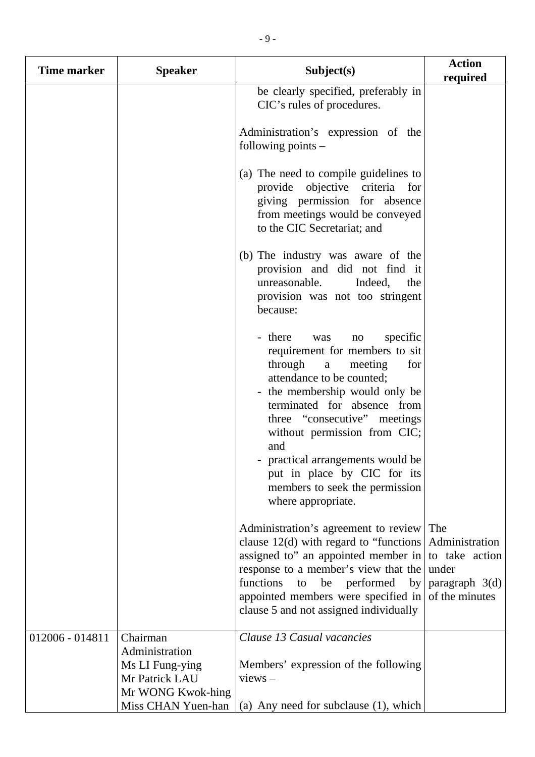| Time marker | Speaker | Subject(s) | Action required |
|---|---|---|---|
| | | be clearly specified, preferably in CIC's rules of procedures.<br><br>Administration's expression of the following points –<br><br>(a) The need to compile guidelines to provide objective criteria for giving permission for absence from meetings would be conveyed to the CIC Secretariat; and<br><br>(b) The industry was aware of the provision and did not find it unreasonable. Indeed, the provision was not too stringent because:<br><br>- there was no specific requirement for members to sit through a meeting for attendance to be counted;<br>- the membership would only be terminated for absence from three "consecutive" meetings without permission from CIC; and<br>- practical arrangements would be put in place by CIC for its members to seek the permission where appropriate.<br><br>Administration's agreement to review clause 12(d) with regard to "functions assigned to" an appointed member in response to a member's view that the functions to be performed by appointed members were specified in clause 5 and not assigned individually | The Administration to take action under paragraph 3(d) of the minutes |
| 012006 - 014811 | Chairman<br>Administration<br>Ms LI Fung-ying<br>Mr Patrick LAU<br>Mr WONG Kwok-hing<br>Miss CHAN Yuen-han | *Clause 13 Casual vacancies*<br><br>Members' expression of the following views –<br><br>(a) Any need for subclause (1), which | |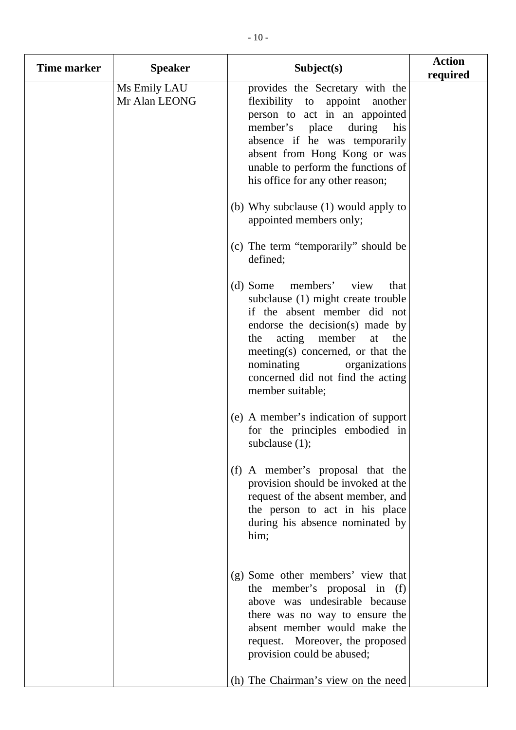| Time marker | Speaker | Subject(s) | Action required |
|---|---|---|---|
| | Ms Emily LAU<br>Mr Alan LEONG | provides the Secretary with the flexibility to appoint another person to act in an appointed member's place during his absence if he was temporarily absent from Hong Kong or was unable to perform the functions of his office for any other reason;<br><br>(b) Why subclause (1) would apply to appointed members only;<br><br>(c) The term "temporarily" should be defined;<br><br>(d) Some members' view that subclause (1) might create trouble if the absent member did not endorse the decision(s) made by the acting member at the meeting(s) concerned, or that the nominating organizations concerned did not find the acting member suitable;<br><br>(e) A member's indication of support for the principles embodied in subclause (1);<br><br>(f) A member's proposal that the provision should be invoked at the request of the absent member, and the person to act in his place during his absence nominated by him;<br><br>(g) Some other members' view that the member's proposal in (f) above was undesirable because there was no way to ensure the absent member would make the request. Moreover, the proposed provision could be abused;<br><br>(h) The Chairman's view on the need | |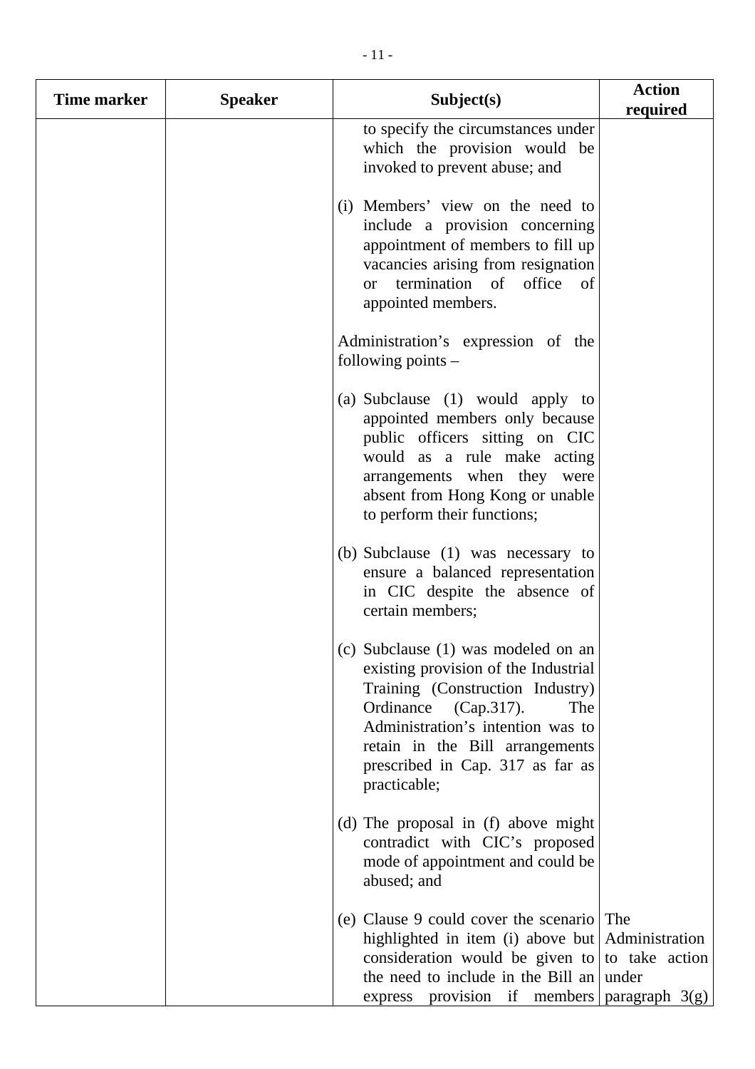| Time marker | Speaker | Subject(s) | Action required |
|---|---|---|---|
| | | to specify the circumstances under which the provision would be invoked to prevent abuse; and<br><br>(i) Members' view on the need to include a provision concerning appointment of members to fill up vacancies arising from resignation or termination of office of appointed members.<br><br>Administration's expression of the following points –<br><br>(a) Subclause (1) would apply to appointed members only because public officers sitting on CIC would as a rule make acting arrangements when they were absent from Hong Kong or unable to perform their functions;<br><br>(b) Subclause (1) was necessary to ensure a balanced representation in CIC despite the absence of certain members;<br><br>(c) Subclause (1) was modeled on an existing provision of the Industrial Training (Construction Industry) Ordinance (Cap.317). The Administration's intention was to retain in the Bill arrangements prescribed in Cap. 317 as far as practicable;<br><br>(d) The proposal in (f) above might contradict with CIC's proposed mode of appointment and could be abused; and<br><br>(e) Clause 9 could cover the scenario highlighted in item (i) above but consideration would be given to the need to include in the Bill an express provision if members | The Administration to take action under paragraph 3(g) |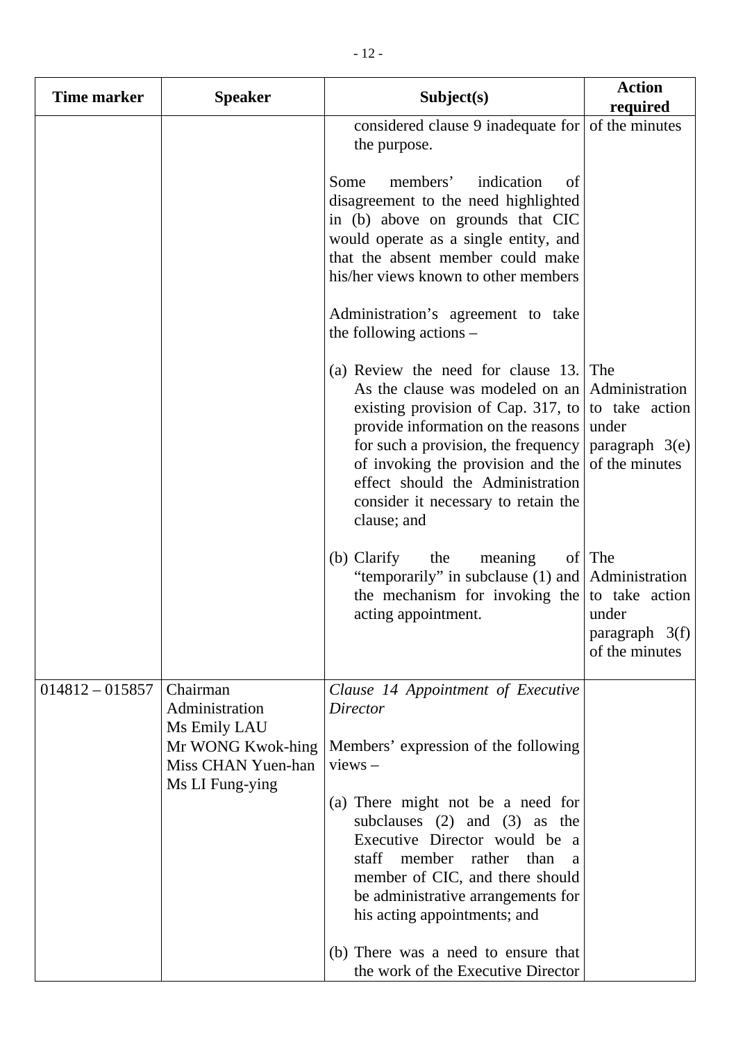| Time marker | Speaker | Subject(s) | Action required |
|---|---|---|---|
| | | considered clause 9 inadequate for the purpose.<br><br>Some members' indication of disagreement to the need highlighted in (b) above on grounds that CIC would operate as a single entity, and that the absent member could make his/her views known to other members<br><br>Administration's agreement to take the following actions –<br><br>(a) Review the need for clause 13. As the clause was modeled on an existing provision of Cap. 317, to provide information on the reasons for such a provision, the frequency of invoking the provision and the effect should the Administration consider it necessary to retain the clause; and<br><br>(b) Clarify the meaning of "temporarily" in subclause (1) and the mechanism for invoking the acting appointment. | of the minutes<br><br><br><br><br><br><br><br><br>The Administration to take action under paragraph 3(e) of the minutes<br><br><br><br>The Administration to take action under paragraph 3(f) of the minutes |
| 014812 – 015857 | Chairman<br>Administration<br>Ms Emily LAU<br>Mr WONG Kwok-hing<br>Miss CHAN Yuen-han<br>Ms LI Fung-ying | *Clause 14 Appointment of Executive Director*<br><br>Members' expression of the following views –<br><br>(a) There might not be a need for subclauses (2) and (3) as the Executive Director would be a staff member rather than a member of CIC, and there should be administrative arrangements for his acting appointments; and<br><br>(b) There was a need to ensure that the work of the Executive Director | |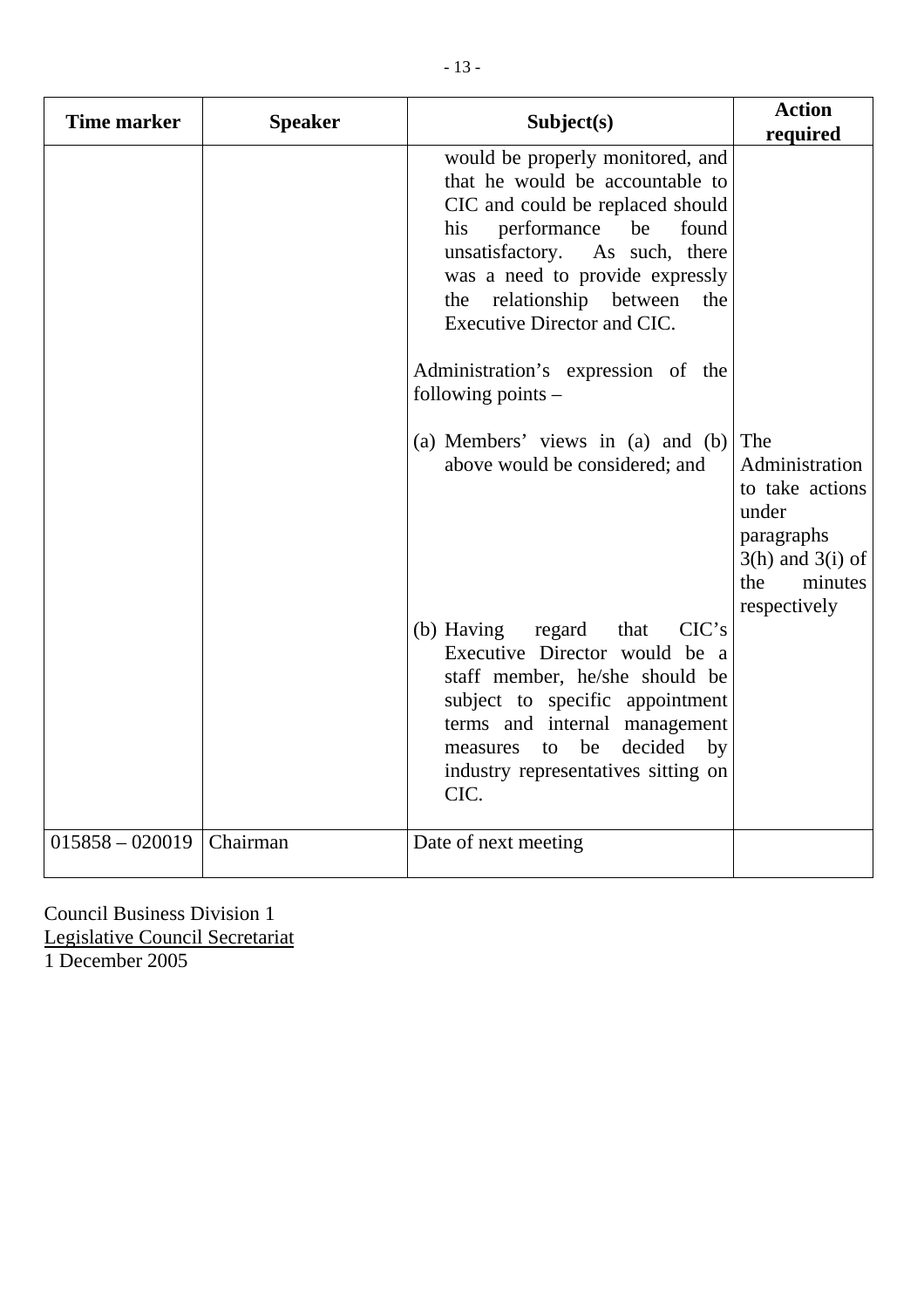| Time marker | Speaker | Subject(s) | Action required |
|---|---|---|---|
| | | would be properly monitored, and that he would be accountable to CIC and could be replaced should his performance be found unsatisfactory. As such, there was a need to provide expressly the relationship between the Executive Director and CIC.<br><br>Administration's expression of the following points –<br><br>(a) Members' views in (a) and (b) above would be considered; and<br><br>(b) Having regard that CIC's Executive Director would be a staff member, he/she should be subject to specific appointment terms and internal management measures to be decided by industry representatives sitting on CIC. | The Administration to take actions under paragraphs 3(h) and 3(i) of the minutes respectively |
| 015858 – 020019 | Chairman | Date of next meeting | |

Council Business Division 1
Legislative Council Secretariat
1 December 2005